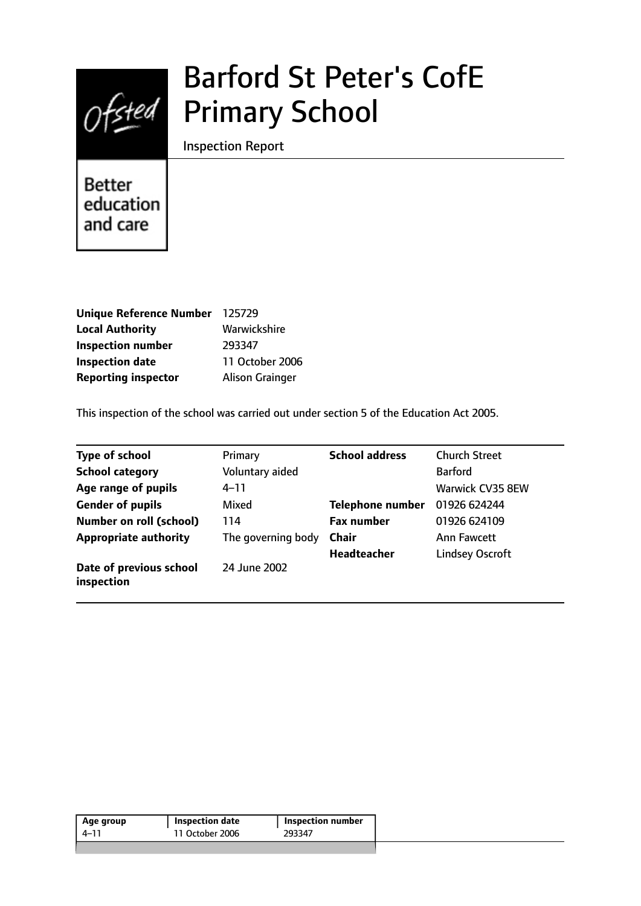# Barford St Peter's CofE Primary School

Inspection Report

Better education and care

| | |
|---|---|
| **Unique Reference Number** | 125729 |
| **Local Authority** | Warwickshire |
| **Inspection number** | 293347 |
| **Inspection date** | 11 October 2006 |
| **Reporting inspector** | Alison Grainger |

This inspection of the school was carried out under section 5 of the Education Act 2005.

| | | | |
|---|---|---|---|
| **Type of school** | Primary | **School address** | Church Street |
| **School category** | Voluntary aided | | Barford |
| **Age range of pupils** | 4–11 | | Warwick CV35 8EW |
| **Gender of pupils** | Mixed | **Telephone number** | 01926 624244 |
| **Number on roll (school)** | 114 | **Fax number** | 01926 624109 |
| **Appropriate authority** | The governing body | **Chair** | Ann Fawcett |
| | | **Headteacher** | Lindsey Oscroft |
| **Date of previous school inspection** | 24 June 2002 | | |

| Age group | Inspection date | Inspection number |
|---|---|---|
| 4–11 | 11 October 2006 | 293347 |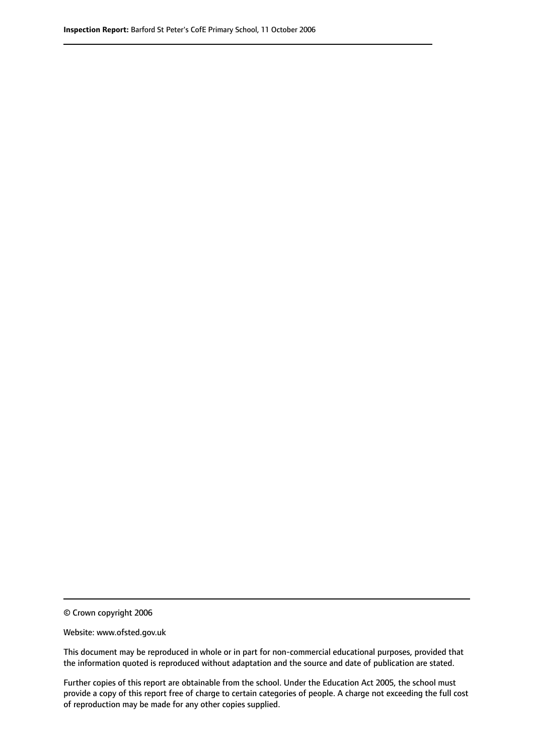© Crown copyright 2006

Website: www.ofsted.gov.uk

This document may be reproduced in whole or in part for non-commercial educational purposes, provided that the information quoted is reproduced without adaptation and the source and date of publication are stated.

Further copies of this report are obtainable from the school. Under the Education Act 2005, the school must provide a copy of this report free of charge to certain categories of people. A charge not exceeding the full cost of reproduction may be made for any other copies supplied.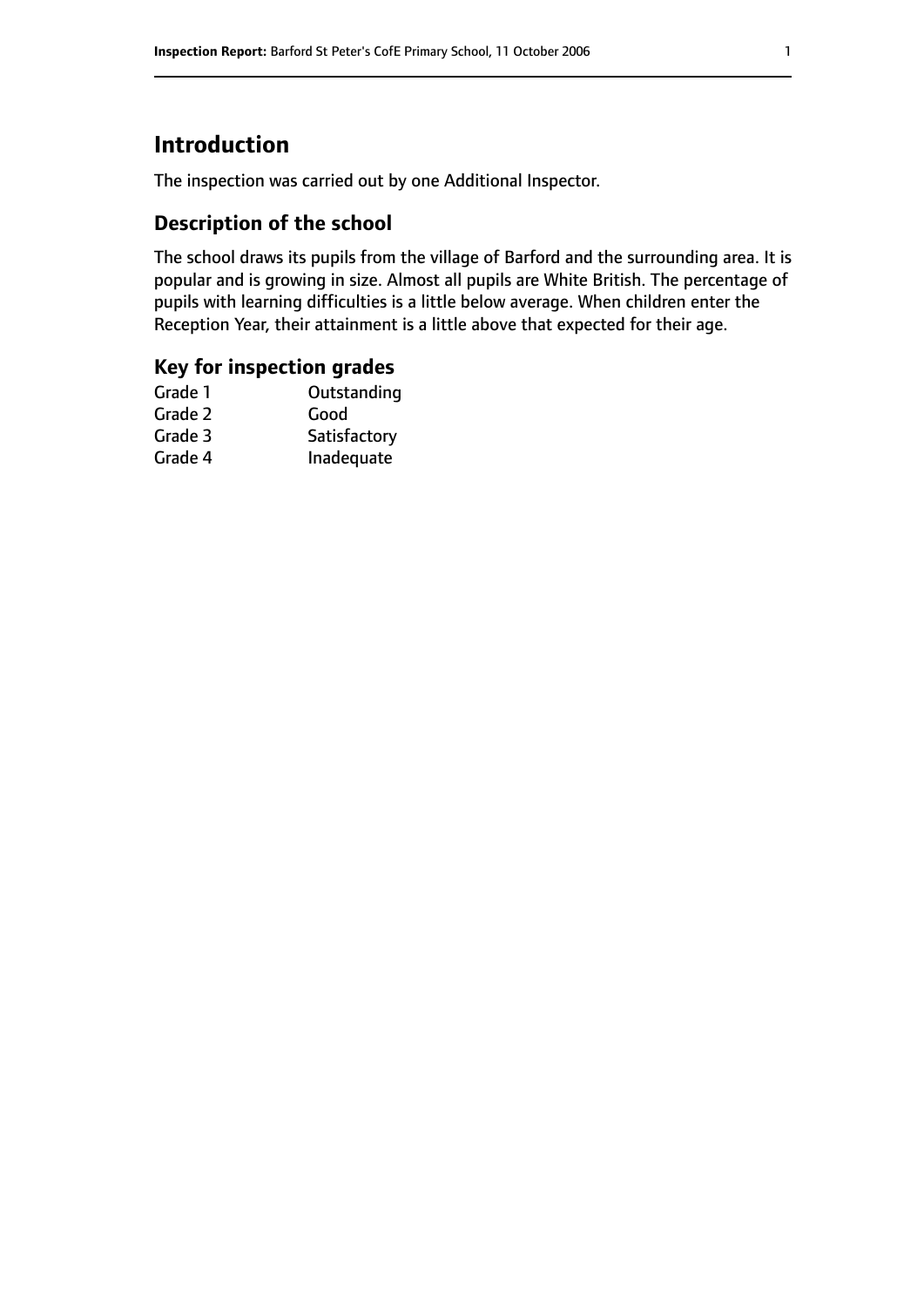# Introduction

The inspection was carried out by one Additional Inspector.

## Description of the school

The school draws its pupils from the village of Barford and the surrounding area. It is popular and is growing in size. Almost all pupils are White British. The percentage of pupils with learning difficulties is a little below average. When children enter the Reception Year, their attainment is a little above that expected for their age.

## Key for inspection grades

| | |
|---|---|
| Grade 1 | Outstanding |
| Grade 2 | Good |
| Grade 3 | Satisfactory |
| Grade 4 | Inadequate |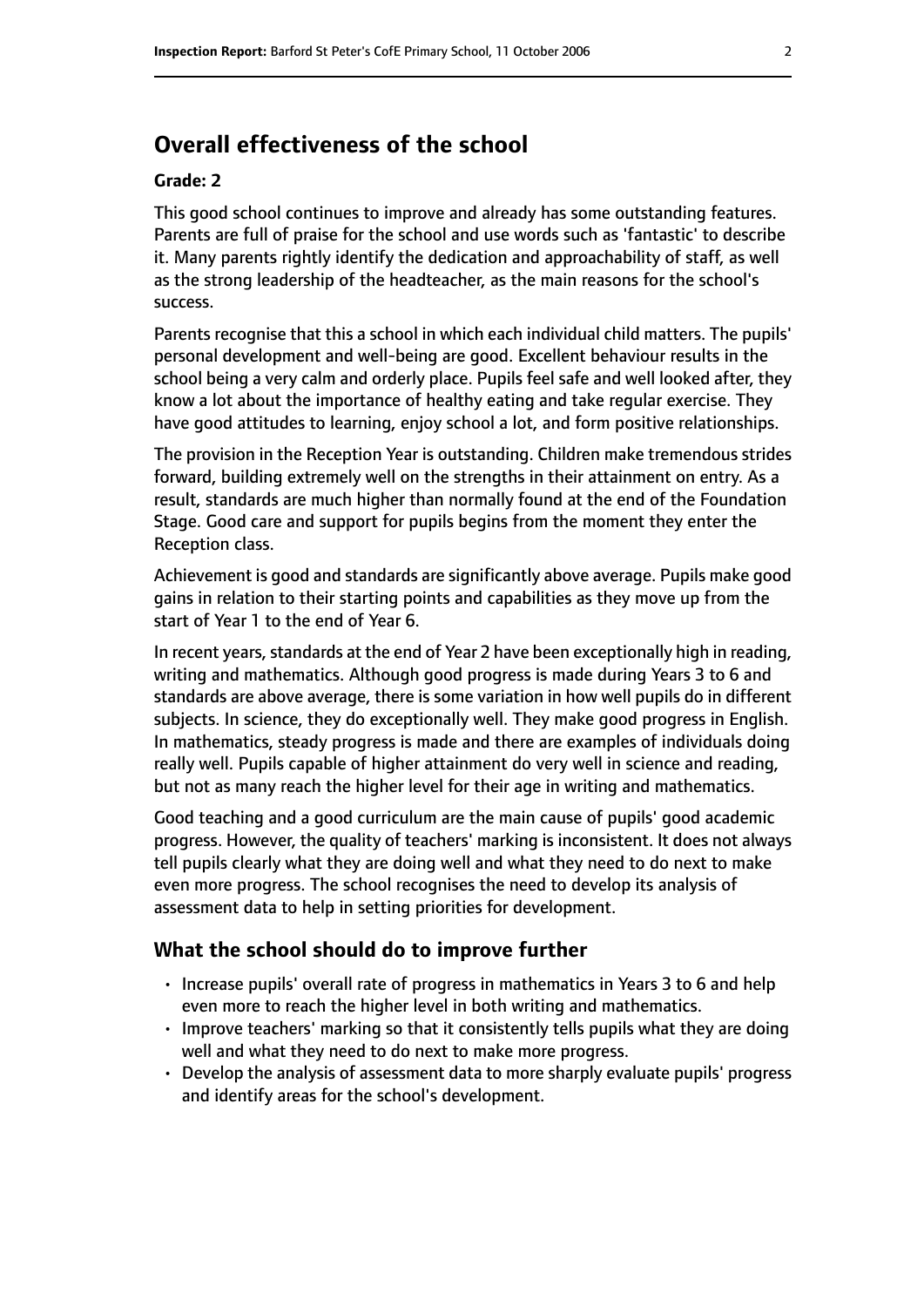## Overall effectiveness of the school

**Grade: 2**

This good school continues to improve and already has some outstanding features. Parents are full of praise for the school and use words such as 'fantastic' to describe it. Many parents rightly identify the dedication and approachability of staff, as well as the strong leadership of the headteacher, as the main reasons for the school's success.

Parents recognise that this a school in which each individual child matters. The pupils' personal development and well-being are good. Excellent behaviour results in the school being a very calm and orderly place. Pupils feel safe and well looked after, they know a lot about the importance of healthy eating and take regular exercise. They have good attitudes to learning, enjoy school a lot, and form positive relationships.

The provision in the Reception Year is outstanding. Children make tremendous strides forward, building extremely well on the strengths in their attainment on entry. As a result, standards are much higher than normally found at the end of the Foundation Stage. Good care and support for pupils begins from the moment they enter the Reception class.

Achievement is good and standards are significantly above average. Pupils make good gains in relation to their starting points and capabilities as they move up from the start of Year 1 to the end of Year 6.

In recent years, standards at the end of Year 2 have been exceptionally high in reading, writing and mathematics. Although good progress is made during Years 3 to 6 and standards are above average, there is some variation in how well pupils do in different subjects. In science, they do exceptionally well. They make good progress in English. In mathematics, steady progress is made and there are examples of individuals doing really well. Pupils capable of higher attainment do very well in science and reading, but not as many reach the higher level for their age in writing and mathematics.

Good teaching and a good curriculum are the main cause of pupils' good academic progress. However, the quality of teachers' marking is inconsistent. It does not always tell pupils clearly what they are doing well and what they need to do next to make even more progress. The school recognises the need to develop its analysis of assessment data to help in setting priorities for development.

### What the school should do to improve further

- Increase pupils' overall rate of progress in mathematics in Years 3 to 6 and help even more to reach the higher level in both writing and mathematics.
- Improve teachers' marking so that it consistently tells pupils what they are doing well and what they need to do next to make more progress.
- Develop the analysis of assessment data to more sharply evaluate pupils' progress and identify areas for the school's development.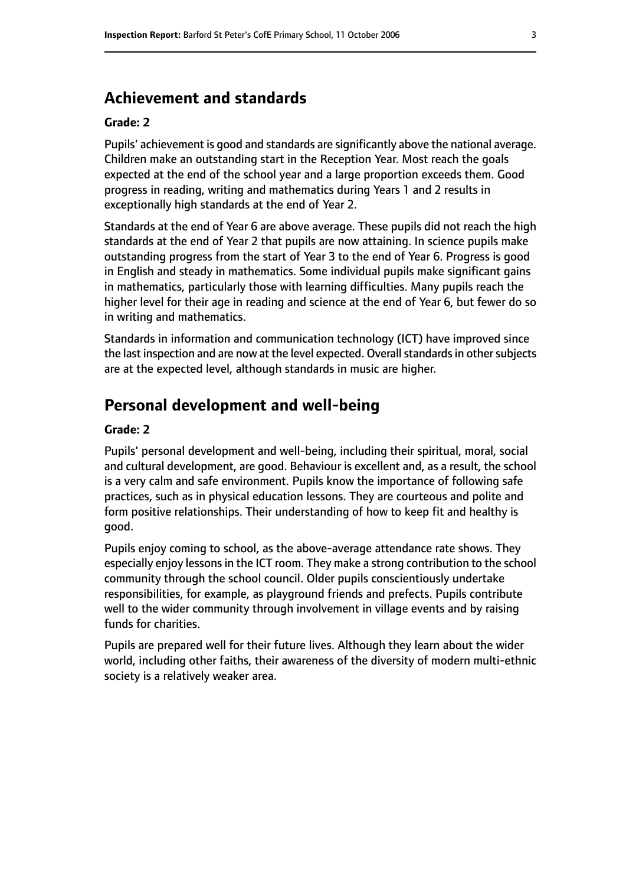## Achievement and standards

**Grade: 2**

Pupils' achievement is good and standards are significantly above the national average. Children make an outstanding start in the Reception Year. Most reach the goals expected at the end of the school year and a large proportion exceeds them. Good progress in reading, writing and mathematics during Years 1 and 2 results in exceptionally high standards at the end of Year 2.

Standards at the end of Year 6 are above average. These pupils did not reach the high standards at the end of Year 2 that pupils are now attaining. In science pupils make outstanding progress from the start of Year 3 to the end of Year 6. Progress is good in English and steady in mathematics. Some individual pupils make significant gains in mathematics, particularly those with learning difficulties. Many pupils reach the higher level for their age in reading and science at the end of Year 6, but fewer do so in writing and mathematics.

Standards in information and communication technology (ICT) have improved since the last inspection and are now at the level expected. Overall standards in other subjects are at the expected level, although standards in music are higher.

## Personal development and well-being

**Grade: 2**

Pupils' personal development and well-being, including their spiritual, moral, social and cultural development, are good. Behaviour is excellent and, as a result, the school is a very calm and safe environment. Pupils know the importance of following safe practices, such as in physical education lessons. They are courteous and polite and form positive relationships. Their understanding of how to keep fit and healthy is good.

Pupils enjoy coming to school, as the above-average attendance rate shows. They especially enjoy lessons in the ICT room. They make a strong contribution to the school community through the school council. Older pupils conscientiously undertake responsibilities, for example, as playground friends and prefects. Pupils contribute well to the wider community through involvement in village events and by raising funds for charities.

Pupils are prepared well for their future lives. Although they learn about the wider world, including other faiths, their awareness of the diversity of modern multi-ethnic society is a relatively weaker area.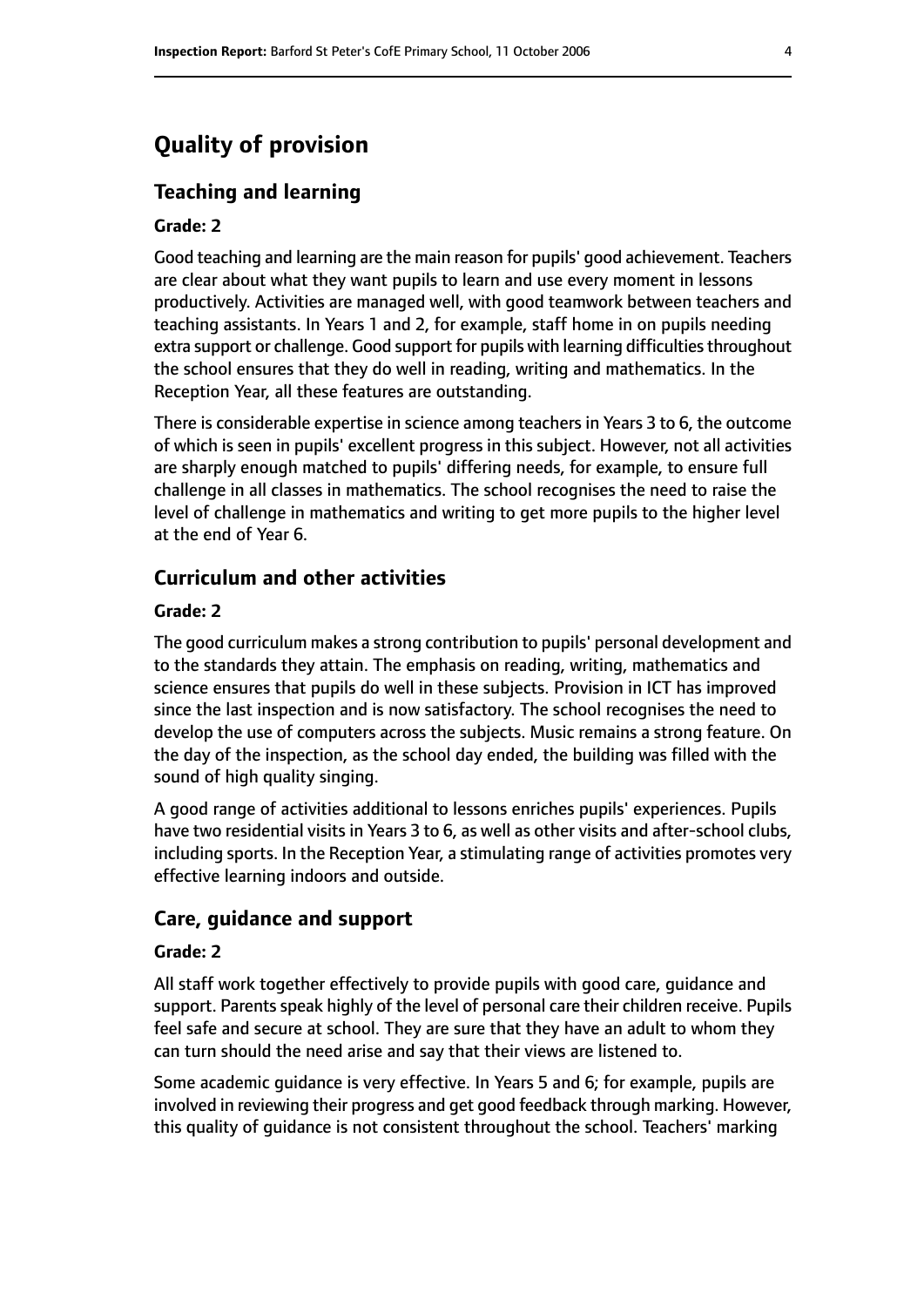# Quality of provision

## Teaching and learning

**Grade: 2**

Good teaching and learning are the main reason for pupils' good achievement. Teachers are clear about what they want pupils to learn and use every moment in lessons productively. Activities are managed well, with good teamwork between teachers and teaching assistants. In Years 1 and 2, for example, staff home in on pupils needing extra support or challenge. Good support for pupils with learning difficulties throughout the school ensures that they do well in reading, writing and mathematics. In the Reception Year, all these features are outstanding.

There is considerable expertise in science among teachers in Years 3 to 6, the outcome of which is seen in pupils' excellent progress in this subject. However, not all activities are sharply enough matched to pupils' differing needs, for example, to ensure full challenge in all classes in mathematics. The school recognises the need to raise the level of challenge in mathematics and writing to get more pupils to the higher level at the end of Year 6.

## Curriculum and other activities

**Grade: 2**

The good curriculum makes a strong contribution to pupils' personal development and to the standards they attain. The emphasis on reading, writing, mathematics and science ensures that pupils do well in these subjects. Provision in ICT has improved since the last inspection and is now satisfactory. The school recognises the need to develop the use of computers across the subjects. Music remains a strong feature. On the day of the inspection, as the school day ended, the building was filled with the sound of high quality singing.

A good range of activities additional to lessons enriches pupils' experiences. Pupils have two residential visits in Years 3 to 6, as well as other visits and after-school clubs, including sports. In the Reception Year, a stimulating range of activities promotes very effective learning indoors and outside.

## Care, guidance and support

**Grade: 2**

All staff work together effectively to provide pupils with good care, guidance and support. Parents speak highly of the level of personal care their children receive. Pupils feel safe and secure at school. They are sure that they have an adult to whom they can turn should the need arise and say that their views are listened to.

Some academic guidance is very effective. In Years 5 and 6; for example, pupils are involved in reviewing their progress and get good feedback through marking. However, this quality of guidance is not consistent throughout the school. Teachers' marking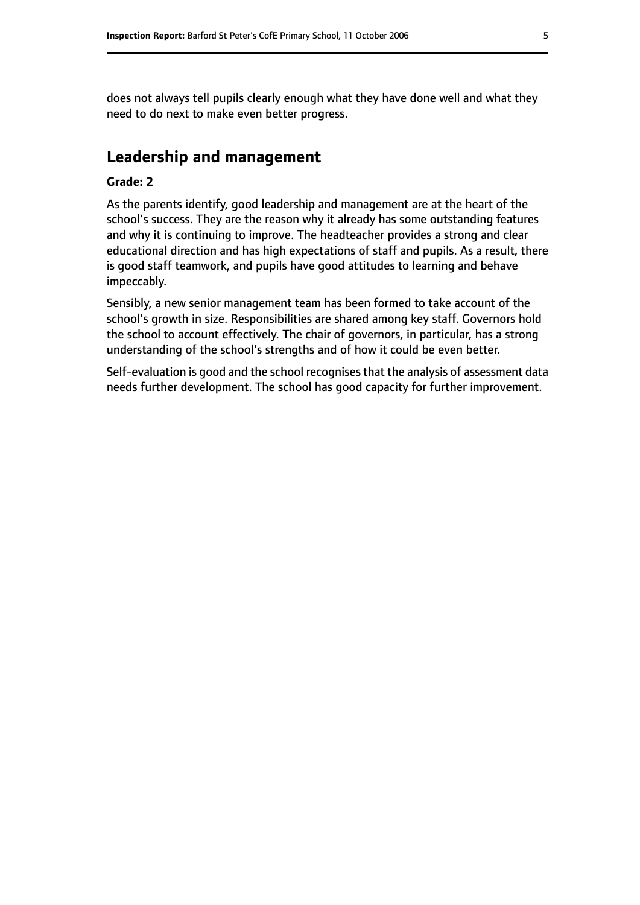does not always tell pupils clearly enough what they have done well and what they need to do next to make even better progress.

## Leadership and management

**Grade: 2**

As the parents identify, good leadership and management are at the heart of the school's success. They are the reason why it already has some outstanding features and why it is continuing to improve. The headteacher provides a strong and clear educational direction and has high expectations of staff and pupils. As a result, there is good staff teamwork, and pupils have good attitudes to learning and behave impeccably.

Sensibly, a new senior management team has been formed to take account of the school's growth in size. Responsibilities are shared among key staff. Governors hold the school to account effectively. The chair of governors, in particular, has a strong understanding of the school's strengths and of how it could be even better.

Self-evaluation is good and the school recognises that the analysis of assessment data needs further development. The school has good capacity for further improvement.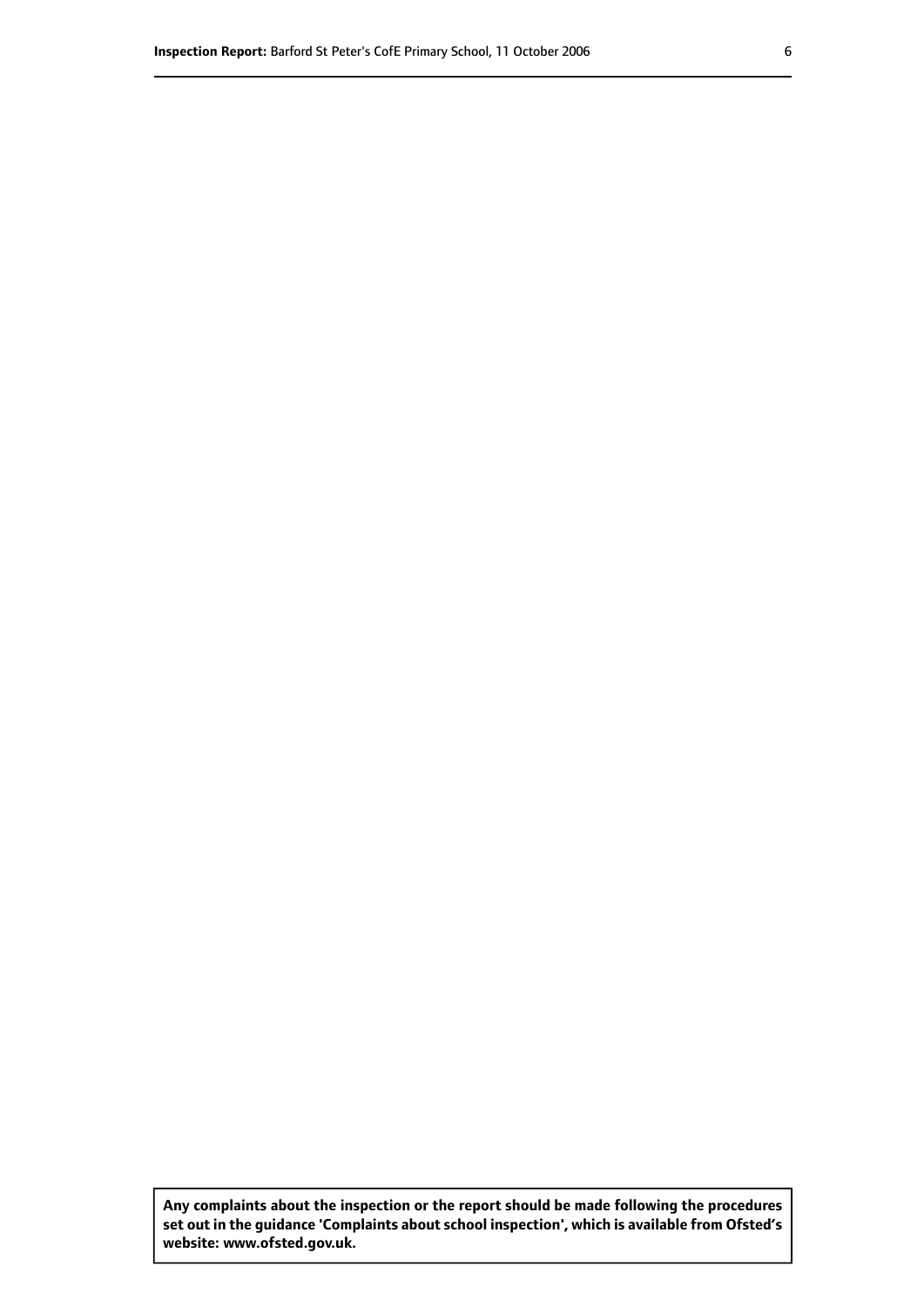**Any complaints about the inspection or the report should be made following the procedures set out in the guidance 'Complaints about school inspection', which is available from Ofsted's website: www.ofsted.gov.uk.**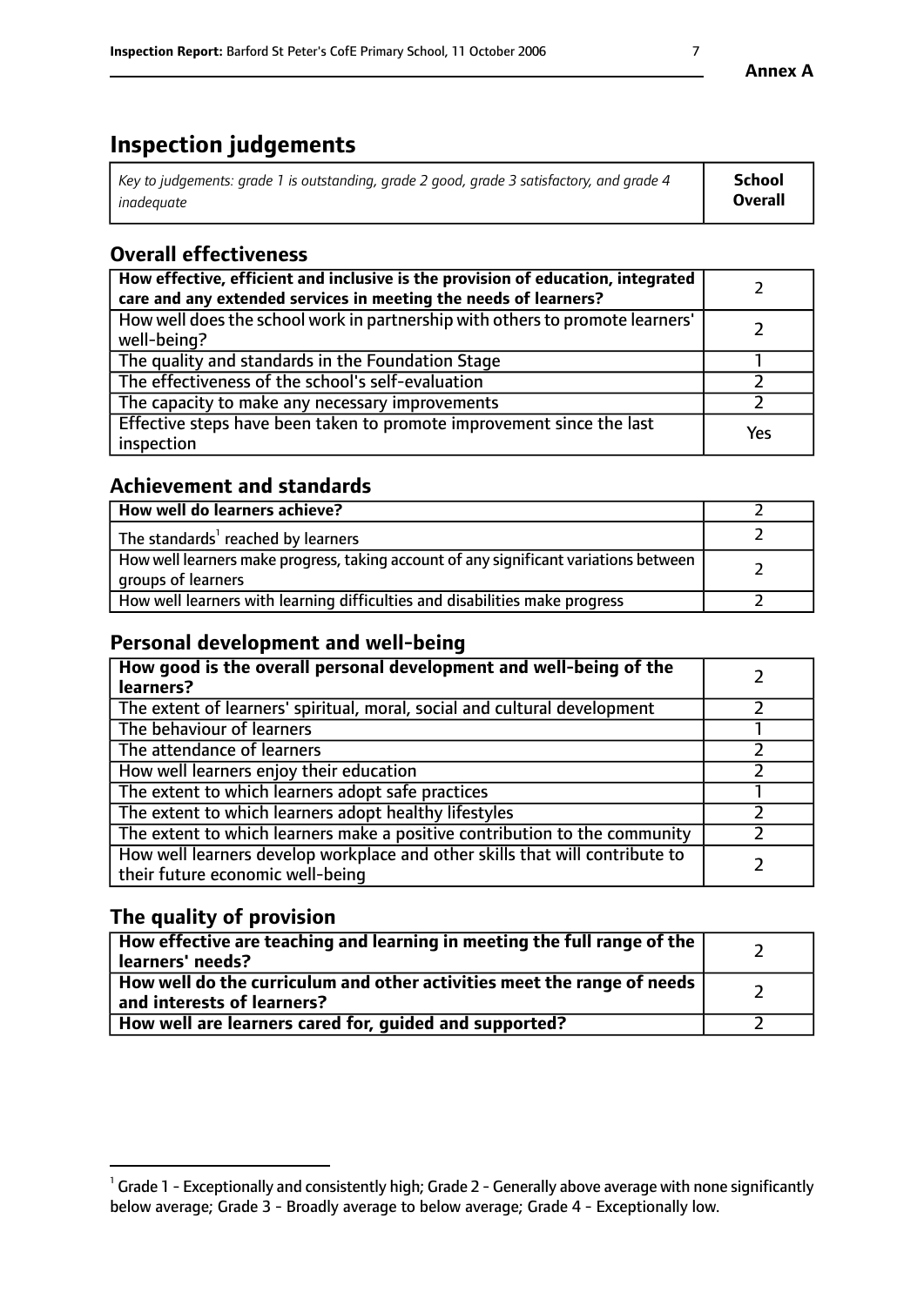# Inspection judgements

| *Key to judgements: grade 1 is outstanding, grade 2 good, grade 3 satisfactory, and grade 4 inadequate* | **School Overall** |
|---|---|

## Overall effectiveness

| | |
|---|---|
| **How effective, efficient and inclusive is the provision of education, integrated care and any extended services in meeting the needs of learners?** | 2 |
| How well does the school work in partnership with others to promote learners' well-being? | 2 |
| The quality and standards in the Foundation Stage | 1 |
| The effectiveness of the school's self-evaluation | 2 |
| The capacity to make any necessary improvements | 2 |
| Effective steps have been taken to promote improvement since the last inspection | Yes |

## Achievement and standards

| | |
|---|---|
| **How well do learners achieve?** | 2 |
| The standards[1] reached by learners | 2 |
| How well learners make progress, taking account of any significant variations between groups of learners | 2 |
| How well learners with learning difficulties and disabilities make progress | 2 |

## Personal development and well-being

| | |
|---|---|
| **How good is the overall personal development and well-being of the learners?** | 2 |
| The extent of learners' spiritual, moral, social and cultural development | 2 |
| The behaviour of learners | 1 |
| The attendance of learners | 2 |
| How well learners enjoy their education | 2 |
| The extent to which learners adopt safe practices | 1 |
| The extent to which learners adopt healthy lifestyles | 2 |
| The extent to which learners make a positive contribution to the community | 2 |
| How well learners develop workplace and other skills that will contribute to their future economic well-being | 2 |

## The quality of provision

| | |
|---|---|
| **How effective are teaching and learning in meeting the full range of the learners' needs?** | 2 |
| **How well do the curriculum and other activities meet the range of needs and interests of learners?** | 2 |
| **How well are learners cared for, guided and supported?** | 2 |

[1] Grade 1 - Exceptionally and consistently high; Grade 2 - Generally above average with none significantly below average; Grade 3 - Broadly average to below average; Grade 4 - Exceptionally low.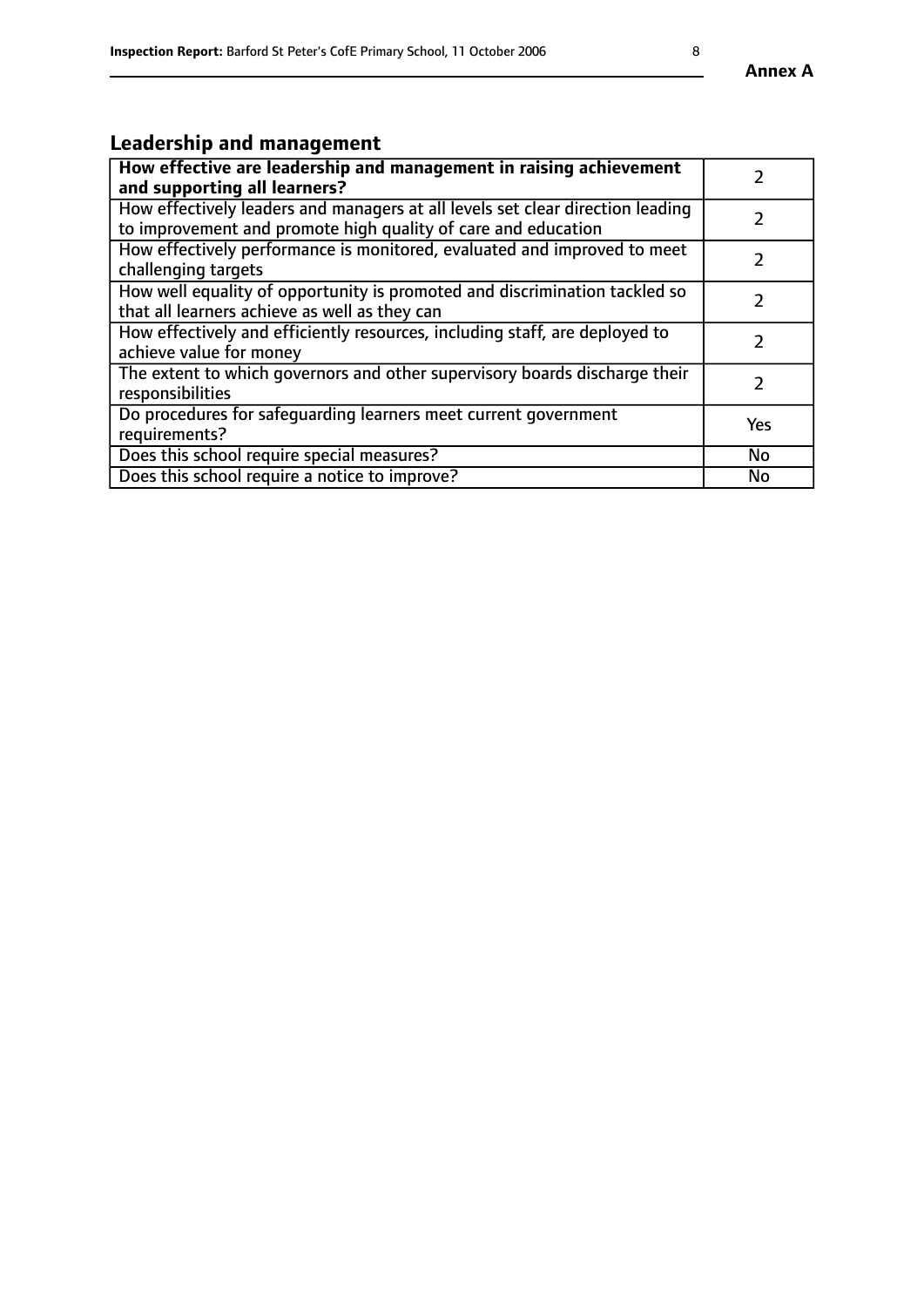## Leadership and management

| **How effective are leadership and management in raising achievement and supporting all learners?** | 2 |
|---|---|
| How effectively leaders and managers at all levels set clear direction leading to improvement and promote high quality of care and education | 2 |
| How effectively performance is monitored, evaluated and improved to meet challenging targets | 2 |
| How well equality of opportunity is promoted and discrimination tackled so that all learners achieve as well as they can | 2 |
| How effectively and efficiently resources, including staff, are deployed to achieve value for money | 2 |
| The extent to which governors and other supervisory boards discharge their responsibilities | 2 |
| Do procedures for safeguarding learners meet current government requirements? | Yes |
| Does this school require special measures? | No |
| Does this school require a notice to improve? | No |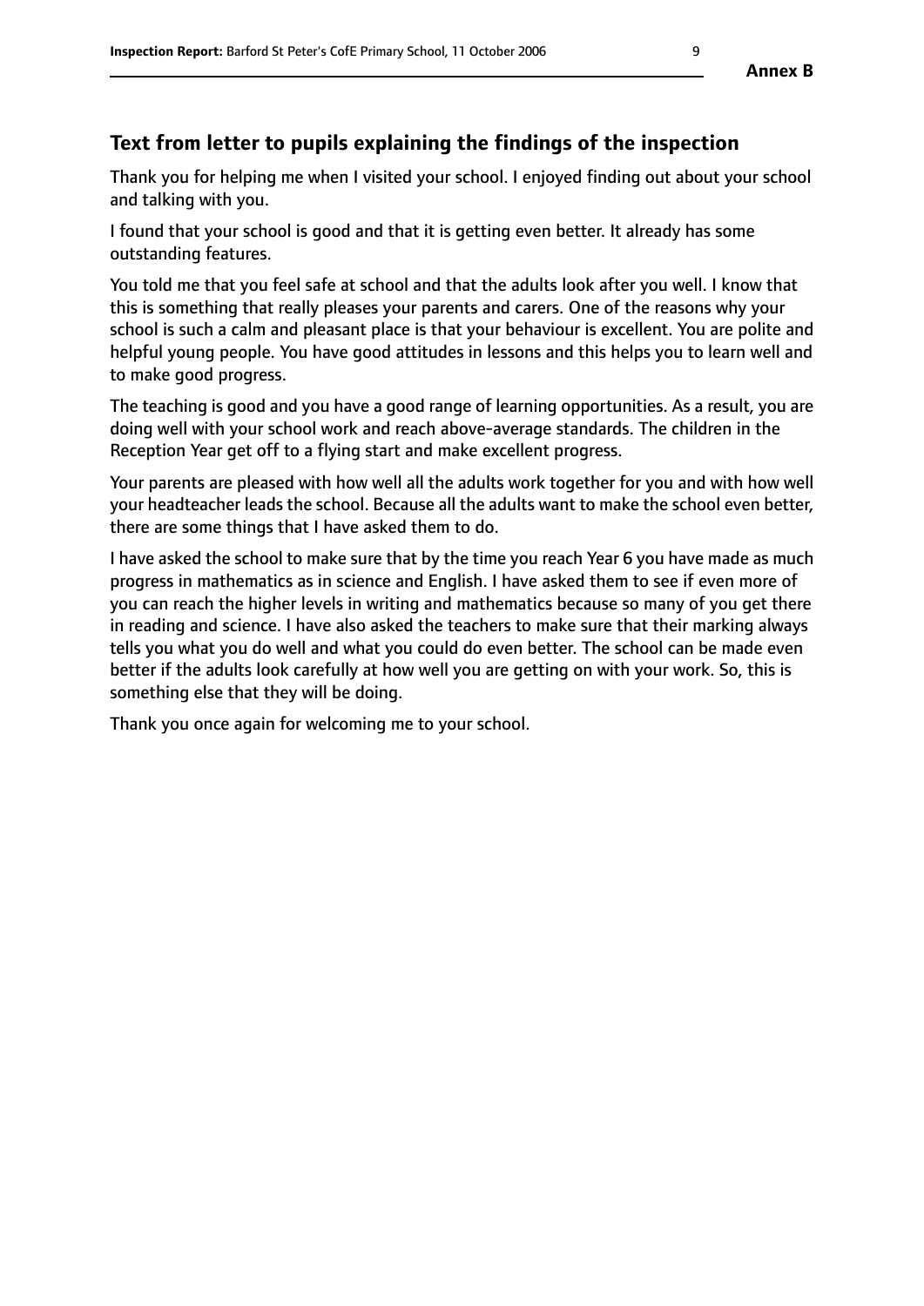## Text from letter to pupils explaining the findings of the inspection

Thank you for helping me when I visited your school. I enjoyed finding out about your school and talking with you.

I found that your school is good and that it is getting even better. It already has some outstanding features.

You told me that you feel safe at school and that the adults look after you well. I know that this is something that really pleases your parents and carers. One of the reasons why your school is such a calm and pleasant place is that your behaviour is excellent. You are polite and helpful young people. You have good attitudes in lessons and this helps you to learn well and to make good progress.

The teaching is good and you have a good range of learning opportunities. As a result, you are doing well with your school work and reach above-average standards. The children in the Reception Year get off to a flying start and make excellent progress.

Your parents are pleased with how well all the adults work together for you and with how well your headteacher leads the school. Because all the adults want to make the school even better, there are some things that I have asked them to do.

I have asked the school to make sure that by the time you reach Year 6 you have made as much progress in mathematics as in science and English. I have asked them to see if even more of you can reach the higher levels in writing and mathematics because so many of you get there in reading and science. I have also asked the teachers to make sure that their marking always tells you what you do well and what you could do even better. The school can be made even better if the adults look carefully at how well you are getting on with your work. So, this is something else that they will be doing.

Thank you once again for welcoming me to your school.